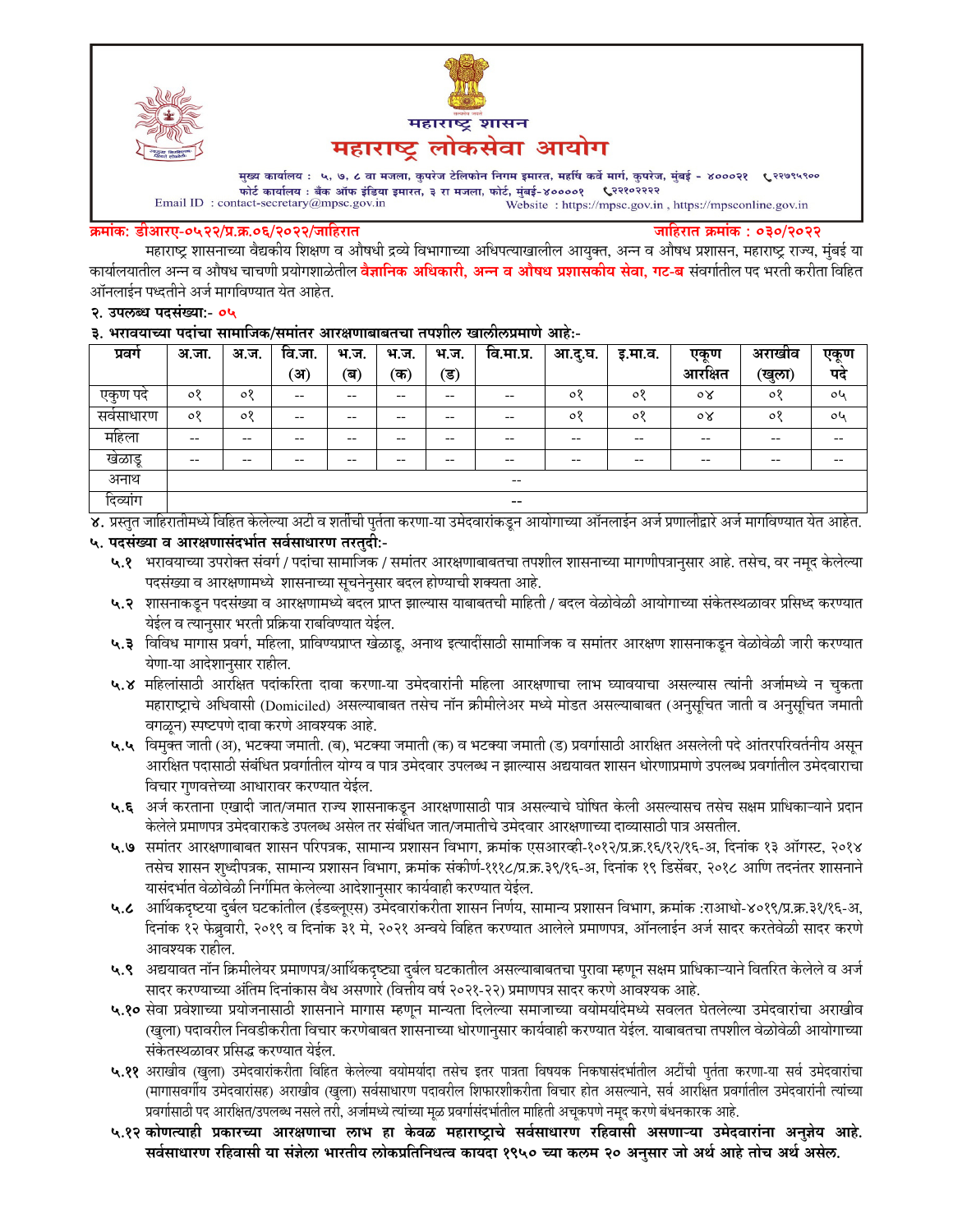# महाराष्ट्र शासन

# महाराष्ट्र लोकसेवा आयोग

मुख्य कार्यालय : ५, ७, ८ वा मजला, कुपरेज टेलिफोन निगम इमारत, महर्षि कर्वे मार्ग, कुपरेज, मुंबई - ४०००२१ ☎२२७९५९००

फोर्ट कार्यालय : बँक ऑफ इंडिया इमारत, ३ रा मजला, फोर्ट, मुंबई-४००००१ ☎२२१०२२२२

Email ID : contact-secretary@mpsc.gov.in Website : https://mpsc.gov.in , https://mpsconline.gov.in

**क्रमांक: डीआरए-०५२२/प्र.क्र.०६/२०२२/जाहिरात** **जाहिरात क्रमांक : ०३०/२०२२**

महाराष्ट्र शासनाच्या वैद्यकीय शिक्षण व औषधी द्रव्ये विभागाच्या अधिपत्याखालील आयुक्त, अन्न व औषध प्रशासन, महाराष्ट्र राज्य, मुंबई या कार्यालयातील अन्न व औषध चाचणी प्रयोगशाळेतील **वैज्ञानिक अधिकारी, अन्न व औषध प्रशासकीय सेवा, गट-ब** संवर्गातील पद भरती करीता विहित ऑनलाईन पध्दतीने अर्ज मागविण्यात येत आहेत.

**२. उपलब्ध पदसंख्या:- ०५**

**३. भरावयाच्या पदांचा सामाजिक/समांतर आरक्षणाबाबतचा तपशील खालीलप्रमाणे आहे:-**

| प्रवर्ग | अ.जा. | अ.ज. | वि.जा. (अ) | भ.ज. (ब) | भ.ज. (क) | भ.ज. (ड) | वि.मा.प्र. | आ.दु.घ. | इ.मा.व. | एकूण आरक्षित | अराखीव (खुला) | एकूण पदे |
|---|---|---|---|---|---|---|---|---|---|---|---|---|
| एकुण पदे | ०१ | ०१ | -- | -- | -- | -- | -- | ०१ | ०१ | ०४ | ०१ | ०५ |
| सर्वसाधारण | ०१ | ०१ | -- | -- | -- | -- | -- | ०१ | ०१ | ०४ | ०१ | ०५ |
| महिला | -- | -- | -- | -- | -- | -- | -- | -- | -- | -- | -- | -- |
| खेळाडू | -- | -- | -- | -- | -- | -- | -- | -- | -- | -- | -- | -- |
| अनाथ | -- | | | | | | | | | | | |
| दिव्यांग | -- | | | | | | | | | | | |

४. प्रस्तुत जाहिरातीमध्ये विहित केलेल्या अटी व शर्तीची पुर्तता करणा-या उमेदवारांकडून आयोगाच्या ऑनलाईन अर्ज प्रणालीद्वारे अर्ज मागविण्यात येत आहेत.

**५. पदसंख्या व आरक्षणासंदर्भात सर्वसाधारण तरतुदी:-**

**५.१** भरावयाच्या उपरोक्त संवर्ग / पदांचा सामाजिक / समांतर आरक्षणाबाबतचा तपशील शासनाच्या मागणीपत्रानुसार आहे. तसेच, वर नमूद केलेल्या पदसंख्या व आरक्षणामध्ये शासनाच्या सूचनेनुसार बदल होण्याची शक्यता आहे.

**५.२** शासनाकडून पदसंख्या व आरक्षणामध्ये बदल प्राप्त झाल्यास याबाबतची माहिती / बदल वेळोवेळी आयोगाच्या संकेतस्थळावर प्रसिध्द करण्यात येईल व त्यानुसार भरती प्रक्रिया राबविण्यात येईल.

**५.३** विविध मागास प्रवर्ग, महिला, प्राविण्यप्राप्त खेळाडू, अनाथ इत्यादींसाठी सामाजिक व समांतर आरक्षण शासनाकडून वेळोवेळी जारी करण्यात येणा-या आदेशानुसार राहील.

**५.४** महिलांसाठी आरक्षित पदांकरिता दावा करणा-या उमेदवारांनी महिला आरक्षणाचा लाभ घ्यावयाचा असल्यास त्यांनी अर्जामध्ये न चुकता महाराष्ट्राचे अधिवासी (Domiciled) असल्याबाबत तसेच नॉन क्रीमीलेअर मध्ये मोडत असल्याबाबत (अनुसूचित जाती व अनुसूचित जमाती वगळून) स्पष्टपणे दावा करणे आवश्यक आहे.

**५.५** विमुक्त जाती (अ), भटक्या जमाती. (ब), भटक्या जमाती (क) व भटक्या जमाती (ड) प्रवर्गासाठी आरक्षित असलेली पदे आंतरपरिवर्तनीय असून आरक्षित पदासाठी संबंधित प्रवर्गातील योग्य व पात्र उमेदवार उपलब्ध न झाल्यास अद्ययावत शासन धोरणाप्रमाणे उपलब्ध प्रवर्गातील उमेदवाराचा विचार गुणवत्तेच्या आधारावर करण्यात येईल.

**५.६** अर्ज करताना एखादी जात/जमात राज्य शासनाकडून आरक्षणासाठी पात्र असल्याचे घोषित केली असल्यासच तसेच सक्षम प्राधिकाऱ्याने प्रदान केलेले प्रमाणपत्र उमेदवाराकडे उपलब्ध असेल तर संबंधित जात/जमातीचे उमेदवार आरक्षणाच्या दाव्यासाठी पात्र असतील.

**५.७** समांतर आरक्षणाबाबत शासन परिपत्रक, सामान्य प्रशासन विभाग, क्रमांक एसआरव्ही-१०१२/प्र.क्र.१६/१२/१६-अ, दिनांक १३ ऑगस्ट, २०१४ तसेच शासन शुध्दीपत्रक, सामान्य प्रशासन विभाग, क्रमांक संकीर्ण-१११८/प्र.क्र.३९/१६-अ, दिनांक १९ डिसेंबर, २०१८ आणि तदनंतर शासनाने यासंदर्भात वेळोवेळी निर्गमित केलेल्या आदेशानुसार कार्यवाही करण्यात येईल.

**५.८** आर्थिकदृष्टया दुर्बल घटकांतील (ईडब्लूएस) उमेदवारांकरीता शासन निर्णय, सामान्य प्रशासन विभाग, क्रमांक :राआधो-४०१९/प्र.क्र.३१/१६-अ, दिनांक १२ फेब्रुवारी, २०१९ व दिनांक ३१ मे, २०२१ अन्वये विहित करण्यात आलेले प्रमाणपत्र, ऑनलाईन अर्ज सादर करतेवेळी सादर करणे आवश्यक राहील.

**५.९** अद्ययावत नॉन क्रिमीलेयर प्रमाणपत्र/आर्थिकदृष्ट्या दुर्बल घटकातील असल्याबाबतचा पुरावा म्हणून सक्षम प्राधिकाऱ्याने वितरित केलेले व अर्ज सादर करण्याच्या अंतिम दिनांकास वैध असणारे (वित्तीय वर्ष २०२१-२२) प्रमाणपत्र सादर करणे आवश्यक आहे.

**५.१०** सेवा प्रवेशाच्या प्रयोजनासाठी शासनाने मागास म्हणून मान्यता दिलेल्या समाजाच्या वयोमर्यादेमध्ये सवलत घेतलेल्या उमेदवारांचा अराखीव (खुला) पदावरील निवडीकरीता विचार करणेबाबत शासनाच्या धोरणानुसार कार्यवाही करण्यात येईल. याबाबतचा तपशील वेळोवेळी आयोगाच्या संकेतस्थळावर प्रसिद्ध करण्यात येईल.

**५.११** अराखीव (खुला) उमेदवारांकरीता विहित केलेल्या वयोमर्यादा तसेच इतर पात्रता विषयक निकषासंदर्भातील अटींची पुर्तता करणा-या सर्व उमेदवारांचा (मागासवर्गीय उमेदवारांसह) अराखीव (खुला) सर्वसाधारण पदावरील शिफारशीकरीता विचार होत असल्याने, सर्व आरक्षित प्रवर्गातील उमेदवारांनी त्यांच्या प्रवर्गासाठी पद आरक्षित/उपलब्ध नसले तरी, अर्जामध्ये त्यांच्या मूळ प्रवर्गासंदर्भातील माहिती अचूकपणे नमूद करणे बंधनकारक आहे.

**५.१२ कोणत्याही प्रकारच्या आरक्षणाचा लाभ हा केवळ महाराष्ट्राचे सर्वसाधारण रहिवासी असणाऱ्या उमेदवारांना अनुज्ञेय आहे. सर्वसाधारण रहिवासी या संज्ञेला भारतीय लोकप्रतिनिधत्व कायदा १९५० च्या कलम २० अनुसार जो अर्थ आहे तोच अर्थ असेल.**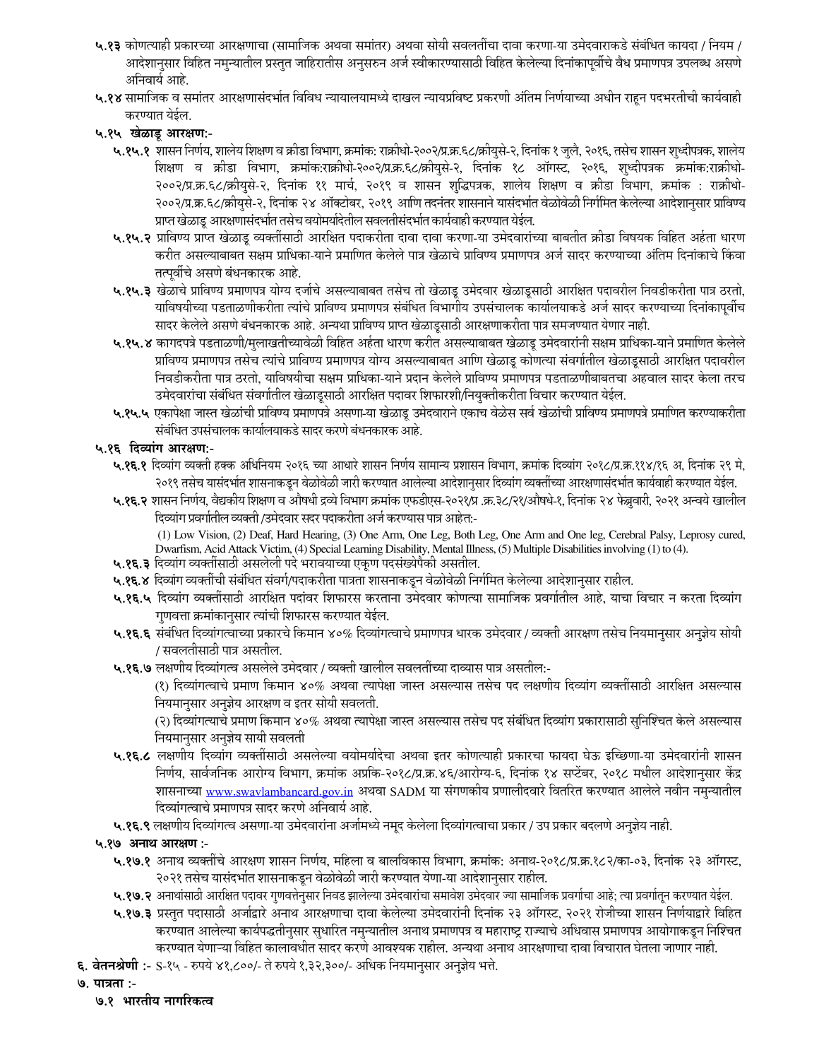**५.१३** कोणत्याही प्रकारच्या आरक्षणाचा (सामाजिक अथवा समांतर) अथवा सोयी सवलतींचा दावा करणा-या उमेदवाराकडे संबंधित कायदा / नियम / आदेशानुसार विहित नमुन्यातील प्रस्तुत जाहिरातीस अनुसरुन अर्ज स्वीकारण्यासाठी विहित केलेल्या दिनांकापूर्वीचे वैध प्रमाणपत्र उपलब्ध असणे अनिवार्य आहे.

**५.१४** सामाजिक व समांतर आरक्षणासंदर्भात विविध न्यायालयामध्ये दाखल न्यायप्रविष्ट प्रकरणी अंतिम निर्णयाच्या अधीन राहून पदभरतीची कार्यवाही करण्यात येईल.

**५.१५ खेळाडू आरक्षण:-**

**५.१५.१** शासन निर्णय, शालेय शिक्षण व क्रीडा विभाग, क्रमांक: राक्रीधो-२००२/प्र.क्र.६८/क्रीयुसे-२, दिनांक १ जुलै, २०१६, तसेच शासन शुध्दीपत्रक, शालेय शिक्षण व क्रीडा विभाग, क्रमांक:राक्रीधो-२००२/प्र.क्र.६८/क्रीयुसे-२, दिनांक १८ ऑगस्ट, २०१६, शुध्दीपत्रक क्रमांक:राक्रीधो-२००२/प्र.क्र.६८/क्रीयुसे-२, दिनांक ११ मार्च, २०१९ व शासन शुद्धिपत्रक, शालेय शिक्षण व क्रीडा विभाग, क्रमांक : राक्रीधो-२००२/प्र.क्र.६८/क्रीयुसे-२, दिनांक २४ ऑक्टोबर, २०१९ आणि तदनंतर शासनाने यासंदर्भात वेळोवेळी निर्गमित केलेल्या आदेशानुसार प्राविण्य प्राप्त खेळाडू आरक्षणासंदर्भात तसेच वयोमर्यादेतील सवलतीसंदर्भात कार्यवाही करण्यात येईल.

**५.१५.२** प्राविण्य प्राप्त खेळाडू व्यक्तींसाठी आरक्षित पदाकरीता दावा दावा करणा-या उमेदवारांच्या बाबतीत क्रीडा विषयक विहित अर्हता धारण करीत असल्याबाबत सक्षम प्राधिका-याने प्रमाणित केलेले पात्र खेळाचे प्राविण्य प्रमाणपत्र अर्ज सादर करण्याच्या अंतिम दिनांकाचे किंवा तत्पूर्वीचे असणे बंधनकारक आहे.

**५.१५.३** खेळाचे प्राविण्य प्रमाणपत्र योग्य दर्जाचे असल्याबाबत तसेच तो खेळाडू उमेदवार खेळाडूसाठी आरक्षित पदावरील निवडीकरीता पात्र ठरतो, याविषयीच्या पडताळणीकरीता त्यांचे प्राविण्य प्रमाणपत्र संबंधित विभागीय उपसंचालक कार्यालयाकडे अर्ज सादर करण्याच्या दिनांकापूर्वीच सादर केलेले असणे बंधनकारक आहे. अन्यथा प्राविण्य प्राप्त खेळाडूसाठी आरक्षणाकरीता पात्र समजण्यात येणार नाही.

**५.१५.४** कागदपत्रे पडताळणी/मुलाखतीच्यावेळी विहित अर्हता धारण करीत असल्याबाबत खेळाडू उमेदवारांनी सक्षम प्राधिका-याने प्रमाणित केलेले प्राविण्य प्रमाणपत्र तसेच त्यांचे प्राविण्य प्रमाणपत्र योग्य असल्याबाबत आणि खेळाडू कोणत्या संवर्गातील खेळाडूसाठी आरक्षित पदावरील निवडीकरीता पात्र ठरतो, याविषयीचा सक्षम प्राधिका-याने प्रदान केलेले प्राविण्य प्रमाणपत्र पडताळणीबाबतचा अहवाल सादर केला तरच उमेदवारांचा संबंधित संवर्गातील खेळाडूसाठी आरक्षित पदावर शिफारशी/नियुक्तीकरीता विचार करण्यात येईल.

**५.१५.५** एकापेक्षा जास्त खेळांची प्राविण्य प्रमाणपत्रे असणा-या खेळाडू उमेदवाराने एकाच वेळेस सर्व खेळांची प्राविण्य प्रमाणपत्रे प्रमाणित करण्याकरीता संबंधित उपसंचालक कार्यालयाकडे सादर करणे बंधनकारक आहे.

**५.१६ दिव्यांग आरक्षण:-**

**५.१६.१** दिव्यांग व्यक्ती हक्क अधिनियम २०१६ च्या आधारे शासन निर्णय सामान्य प्रशासन विभाग, क्रमांक दिव्यांग २०१८/प्र.क्र.११४/१६ अ, दिनांक २९ मे, २०१९ तसेच यासंदर्भात शासनाकडून वेळोवेळी जारी करण्यात आलेल्या आदेशानुसार दिव्यांग व्यक्तींच्या आरक्षणासंदर्भात कार्यवाही करण्यात येईल.

**५.१६.२** शासन निर्णय, वैद्यकीय शिक्षण व औषधी द्रव्ये विभाग क्रमांक एफडीएस-२०२१/प्र .क्र.३८/२१/औषधे-१, दिनांक २४ फेब्रुवारी, २०२१ अन्वये खालील दिव्यांग प्रवर्गातील व्यक्ती /उमेदवार सदर पदाकरीता अर्ज करण्यास पात्र आहेत:-

(1) Low Vision, (2) Deaf, Hard Hearing, (3) One Arm, One Leg, Both Leg, One Arm and One leg, Cerebral Palsy, Leprosy cured, Dwarfism, Acid Attack Victim, (4) Special Learning Disability, Mental Illness, (5) Multiple Disabilities involving (1) to (4).

**५.१६.३** दिव्यांग व्यक्तींसाठी असलेली पदे भरावयाच्या एकूण पदसंख्येपैकी असतील.

**५.१६.४** दिव्यांग व्यक्तींची संबंधित संवर्ग/पदाकरीता पात्रता शासनाकडून वेळोवेळी निर्गमित केलेल्या आदेशानुसार राहील.

**५.१६.५** दिव्यांग व्यक्तींसाठी आरक्षित पदांवर शिफारस करताना उमेदवार कोणत्या सामाजिक प्रवर्गातील आहे, याचा विचार न करता दिव्यांग गुणवत्ता क्रमांकानुसार त्यांची शिफारस करण्यात येईल.

**५.१६.६** संबंधित दिव्यांगत्वाच्या प्रकारचे किमान ४०% दिव्यांगत्वाचे प्रमाणपत्र धारक उमेदवार / व्यक्ती आरक्षण तसेच नियमानुसार अनुज्ञेय सोयी / सवलतीसाठी पात्र असतील.

**५.१६.७** लक्षणीय दिव्यांगत्व असलेले उमेदवार / व्यक्ती खालील सवलतींच्या दाव्यास पात्र असतील:-

(१) दिव्यांगत्वाचे प्रमाण किमान ४०% अथवा त्यापेक्षा जास्त असल्यास तसेच पद लक्षणीय दिव्यांग व्यक्तींसाठी आरक्षित असल्यास नियमानुसार अनुज्ञेय आरक्षण व इतर सोयी सवलती.

(२) दिव्यांगत्याचे प्रमाण किमान ४०% अथवा त्यापेक्षा जास्त असल्यास तसेच पद संबंधित दिव्यांग प्रकारासाठी सुनिश्चित केले असल्यास नियमानुसार अनुज्ञेय सायी सवलती

**५.१६.८** लक्षणीय दिव्यांग व्यक्तींसाठी असलेल्या वयोमर्यादेचा अथवा इतर कोणत्याही प्रकारचा फायदा घेऊ इच्छिणा-या उमेदवारांनी शासन निर्णय, सार्वजनिक आरोग्य विभाग, क्रमांक अप्रकि-२०१८/प्र.क्र.४६/आरोग्य-६, दिनांक १४ सप्टेंबर, २०१८ मधील आदेशानुसार केंद्र शासनाच्या www.swavlambancard.gov.in अथवा SADM या संगणकीय प्रणालीदवारे वितरित करण्यात आलेले नवीन नमुन्यातील दिव्यांगत्वाचे प्रमाणपत्र सादर करणे अनिवार्य आहे.

**५.१६.९** लक्षणीय दिव्यांगत्व असणा-या उमेदवारांना अर्जामध्ये नमूद केलेला दिव्यांगत्वाचा प्रकार / उप प्रकार बदलणे अनुज्ञेय नाही.

**५.१७ अनाथ आरक्षण :-**

**५.१७.१** अनाथ व्यक्तींचे आरक्षण शासन निर्णय, महिला व बालविकास विभाग, क्रमांक: अनाथ-२०१८/प्र.क्र.१८२/का-०३, दिनांक २३ ऑगस्ट, २०२१ तसेच यासंदर्भात शासनाकडून वेळोवेळी जारी करण्यात येणा-या आदेशानुसार राहील.

**५.१७.२** अनाथांसाठी आरक्षित पदावर गुणवत्तेनुसार निवड झालेल्या उमेदवारांचा समावेश उमेदवार ज्या सामाजिक प्रवर्गाचा आहे; त्या प्रवर्गातून करण्यात येईल.

**५.१७.३** प्रस्तुत पदासाठी अर्जाद्वारे अनाथ आरक्षणाचा दावा केलेल्या उमेदवारांनी दिनांक २३ ऑगस्ट, २०२१ रोजीच्या शासन निर्णयाद्वारे विहित करण्यात आलेल्या कार्यपद्धतीनुसार सुधारित नमुन्यातील अनाथ प्रमाणपत्र व महाराष्ट्र राज्याचे अधिवास प्रमाणपत्र आयोगाकडून निश्चित करण्यात येणाऱ्या विहित कालावधीत सादर करणे आवश्यक राहील. अन्यथा अनाथ आरक्षणाचा दावा विचारात घेतला जाणार नाही.

**६. वेतनश्रेणी :-** S-१५ - रुपये ४१,८००/- ते रुपये १,३२,३००/- अधिक नियमानुसार अनुज्ञेय भत्ते.

**७. पात्रता :-**

**७.१ भारतीय नागरिकत्व**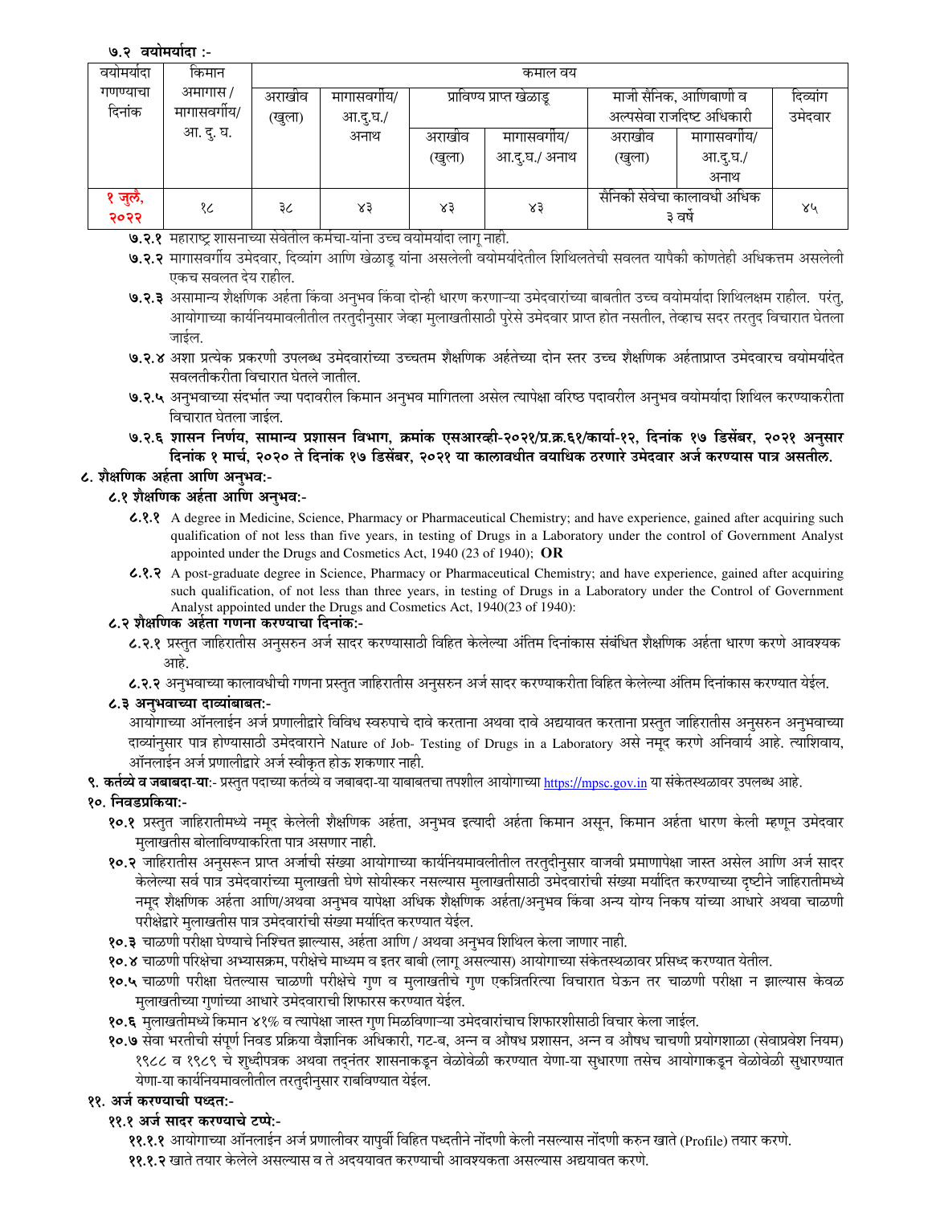### ७.२ वयोमर्यादा :-

| वयोमर्यादा गणण्याचा दिनांक | किमान अमागास / मागासवर्गीय/ आ. दु. घ. | कमाल वय | | | | | | |
|---|---|---|---|---|---|---|---|---|
| | | अराखीव (खुला) | मागासवर्गीय/ आ.दु.घ./ अनाथ | प्राविण्य प्राप्त खेळाडू | | माजी सैनिक, आणिबाणी व अल्पसेवा राजदिष्ट अधिकारी | | दिव्यांग उमेदवार |
| | | | | अराखीव (खुला) | मागासवर्गीय/ आ.दु.घ./ अनाथ | अराखीव (खुला) | मागासवर्गीय/ आ.दु.घ./ अनाथ | |
| १ जुलै, २०२२ | १८ | ३८ | ४३ | ४३ | ४३ | सैनिकी सेवेचा कालावधी अधिक ३ वर्षे | | ४५ |

**७.२.१** महाराष्ट्र शासनाच्या सेवेतील कर्मचा-यांना उच्च वयोमर्यादा लागू नाही.

**७.२.२** मागासवर्गीय उमेदवार, दिव्यांग आणि खेळाडू यांना असलेली वयोमर्यादेतील शिथिलतेची सवलत यापैकी कोणतेही अधिकत्तम असलेली एकच सवलत देय राहील.

**७.२.३** असामान्य शैक्षणिक अर्हता किंवा अनुभव किंवा दोन्ही धारण करणाऱ्या उमेदवारांच्या बाबतीत उच्च वयोमर्यादा शिथिलक्षम राहील. परंतु, आयोगाच्या कार्यनियमावलीतील तरतुदीनुसार जेव्हा मुलाखतीसाठी पुरेसे उमेदवार प्राप्त होत नसतील, तेव्हाच सदर तरतुद विचारात घेतला जाईल.

**७.२.४** अशा प्रत्येक प्रकरणी उपलब्ध उमेदवारांच्या उच्चतम शैक्षणिक अर्हतेच्या दोन स्तर उच्च शैक्षणिक अर्हताप्राप्त उमेदवारच वयोमर्यादेत सवलतीकरीता विचारात घेतले जातील.

**७.२.५** अनुभवाच्या संदर्भात ज्या पदावरील किमान अनुभव मागितला असेल त्यापेक्षा वरिष्ठ पदावरील अनुभव वयोमर्यादा शिथिल करण्याकरीता विचारात घेतला जाईल.

**७.२.६ शासन निर्णय, सामान्य प्रशासन विभाग, क्रमांक एसआरव्ही-२०२१/प्र.क्र.६१/कार्या-१२, दिनांक १७ डिसेंबर, २०२१ अनुसार दिनांक १ मार्च, २०२० ते दिनांक १७ डिसेंबर, २०२१ या कालावधीत वयाधिक ठरणारे उमेदवार अर्ज करण्यास पात्र असतील.**

## ८. शैक्षणिक अर्हता आणि अनुभव:-

### ८.१ शैक्षणिक अर्हता आणि अनुभव:-

**८.१.१** A degree in Medicine, Science, Pharmacy or Pharmaceutical Chemistry; and have experience, gained after acquiring such qualification of not less than five years, in testing of Drugs in a Laboratory under the control of Government Analyst appointed under the Drugs and Cosmetics Act, 1940 (23 of 1940); **OR**

**८.१.२** A post-graduate degree in Science, Pharmacy or Pharmaceutical Chemistry; and have experience, gained after acquiring such qualification, of not less than three years, in testing of Drugs in a Laboratory under the Control of Government Analyst appointed under the Drugs and Cosmetics Act, 1940(23 of 1940):

### ८.२ शैक्षणिक अर्हता गणना करण्याचा दिनांक:-

**८.२.१** प्रस्तुत जाहिरातीस अनुसरुन अर्ज सादर करण्यासाठी विहित केलेल्या अंतिम दिनांकास संबंधित शैक्षणिक अर्हता धारण करणे आवश्यक आहे.

**८.२.२** अनुभवाच्या कालावधीची गणना प्रस्तुत जाहिरातीस अनुसरुन अर्ज सादर करण्याकरीता विहित केलेल्या अंतिम दिनांकास करण्यात येईल.

### ८.३ अनुभवाच्या दाव्यांबाबत:-

आयोगाच्या ऑनलाईन अर्ज प्रणालीद्वारे विविध स्वरुपाचे दावे करताना अथवा दावे अद्ययावत करताना प्रस्तुत जाहिरातीस अनुसरुन अनुभवाच्या दाव्यांनुसार पात्र होण्यासाठी उमेदवाराने Nature of Job- Testing of Drugs in a Laboratory असे नमूद करणे अनिवार्य आहे. त्याशिवाय, ऑनलाईन अर्ज प्रणालीद्वारे अर्ज स्वीकृत होऊ शकणार नाही.

**९. कर्तव्ये व जबाबदा-या**:- प्रस्तुत पदाच्या कर्तव्ये व जबाबदा-या याबाबतचा तपशील आयोगाच्या https://mpsc.gov.in या संकेतस्थळावर उपलब्ध आहे.

## १०. निवडप्रकिया:-

**१०.१** प्रस्तुत जाहिरातीमध्ये नमूद केलेली शैक्षणिक अर्हता, अनुभव इत्यादी अर्हता किमान असून, किमान अर्हता धारण केली म्हणून उमेदवार मुलाखतीस बोलाविण्याकरिता पात्र असणार नाही.

**१०.२** जाहिरातीस अनुसरून प्राप्त अर्जाची संख्या आयोगाच्या कार्यनियमावलीतील तरतुदीनुसार वाजवी प्रमाणापेक्षा जास्त असेल आणि अर्ज सादर केलेल्या सर्व पात्र उमेदवारांच्या मुलाखती घेणे सोयीस्कर नसल्यास मुलाखतीसाठी उमेदवारांची संख्या मर्यादित करण्याच्या दृष्टीने जाहिरातीमध्ये नमूद शैक्षणिक अर्हता आणि/अथवा अनुभव यापेक्षा अधिक शैक्षणिक अर्हता/अनुभव किंवा अन्य योग्य निकष यांच्या आधारे अथवा चाळणी परीक्षेद्वारे मुलाखतीस पात्र उमेदवारांची संख्या मर्यादित करण्यात येईल.

**१०.३** चाळणी परीक्षा घेण्याचे निश्चित झाल्यास, अर्हता आणि / अथवा अनुभव शिथिल केला जाणार नाही.

**१०.४** चाळणी परिक्षेचा अभ्यासक्रम, परीक्षेचे माध्यम व इतर बाबी (लागू असल्यास) आयोगाच्या संकेतस्थळावर प्रसिध्द करण्यात येतील.

**१०.५** चाळणी परीक्षा घेतल्यास चाळणी परीक्षेचे गुण व मुलाखतीचे गुण एकत्रितरित्या विचारात घेऊन तर चाळणी परीक्षा न झाल्यास केवळ मुलाखतीच्या गुणांच्या आधारे उमेदवाराची शिफारस करण्यात येईल.

**१०.६** मुलाखतीमध्ये किमान ४१% व त्यापेक्षा जास्त गुण मिळविणाऱ्या उमेदवारांचाच शिफारशीसाठी विचार केला जाईल.

**१०.७** सेवा भरतीची संपूर्ण निवड प्रक्रिया वैज्ञानिक अधिकारी, गट-ब, अन्न व औषध प्रशासन, अन्न व औषध चाचणी प्रयोगशाळा (सेवाप्रवेश नियम) १९८८ व १९८९ चे शुध्दीपत्रक अथवा तद्नंतर शासनाकडून वेळोवेळी करण्यात येणा-या सुधारणा तसेच आयोगाकडून वेळोवेळी सुधारण्यात येणा-या कार्यनियमावलीतील तरतुदीनुसार राबविण्यात येईल.

## ११. अर्ज करण्याची पध्दत:-

### ११.१ अर्ज सादर करण्याचे टप्पे:-

**११.१.१** आयोगाच्या ऑनलाईन अर्ज प्रणालीवर यापुर्वी विहित पध्दतीने नोंदणी केली नसल्यास नोंदणी करुन खाते (Profile) तयार करणे.

**११.१.२** खाते तयार केलेले असल्यास व ते अदययावत करण्याची आवश्यकता असल्यास अद्ययावत करणे.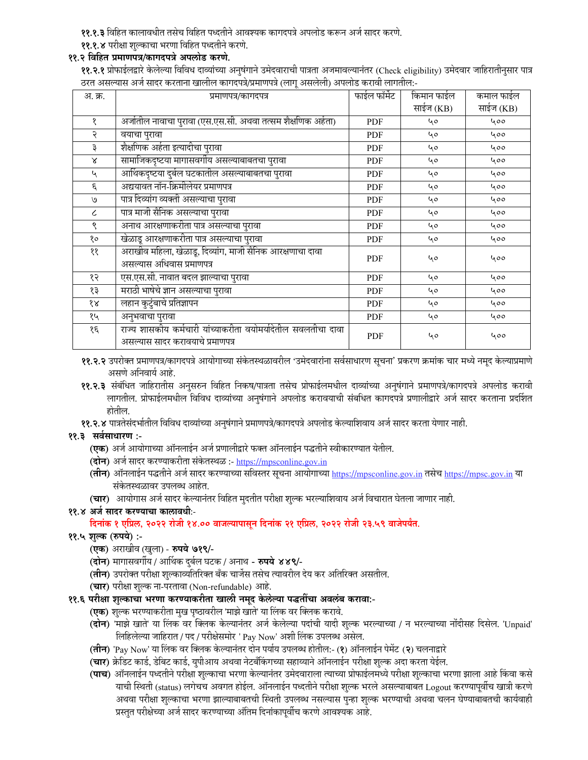**११.१.३** विहित कालावधीत तसेच विहित पध्दतीने आवश्यक कागदपत्रे अपलोड करून अर्ज सादर करणे.

**११.१.४** परीक्षा शुल्काचा भरणा विहित पध्दतीने करणे.

**११.२ विहित प्रमाणपत्र/कागदपत्रे अपलोड करणे.**

**११.२.१** प्रोफाईलद्वारे केलेल्या विविध दाव्यांच्या अनुषंगाने उमेदवाराची पात्रता अजमावल्यानंतर (Check eligibility) उमेदवार जाहिरातीनुसार पात्र ठरत असल्यास अर्ज सादर करताना खालील कागदपत्रे/प्रमाणपत्रे (लागू असलेली) अपलोड करावी लागतील:-

| अ. क्र. | प्रमाणपत्र/कागदपत्र | फाईल फॉर्मेट | किमान फाईल साईज (KB) | कमाल फाईल साईज (KB) |
|---|---|---|---|---|
| १ | अर्जातील नावाचा पुरावा (एस.एस.सी. अथवा तत्सम शैक्षणिक अर्हता) | PDF | ५० | ५०० |
| २ | वयाचा पुरावा | PDF | ५० | ५०० |
| ३ | शैक्षणिक अर्हता इत्यादीचा पुरावा | PDF | ५० | ५०० |
| ४ | सामाजिकदृष्टया मागासवर्गीय असल्याबाबतचा पुरावा | PDF | ५० | ५०० |
| ५ | आर्थिकदृष्टया दुर्बल घटकातील असल्याबाबतचा पुरावा | PDF | ५० | ५०० |
| ६ | अद्ययावत नॉन-क्रिमीलेयर प्रमाणपत्र | PDF | ५० | ५०० |
| ७ | पात्र दिव्यांग व्यक्ती असल्याचा पुरावा | PDF | ५० | ५०० |
| ८ | पात्र माजी सैनिक असल्याचा पुरावा | PDF | ५० | ५०० |
| ९ | अनाथ आरक्षणाकरीता पात्र असल्याचा पुरावा | PDF | ५० | ५०० |
| १० | खेळाडू आरक्षणाकरीता पात्र असल्याचा पुरावा | PDF | ५० | ५०० |
| ११ | अराखीव महिला, खेळाडू, दिव्यांग, माजी सैनिक आरक्षणाचा दावा असल्यास अधिवास प्रमाणपत्र | PDF | ५० | ५०० |
| १२ | एस.एस.सी. नावात बदल झाल्याचा पुरावा | PDF | ५० | ५०० |
| १३ | मराठी भाषेचे ज्ञान असल्याचा पुरावा | PDF | ५० | ५०० |
| १४ | लहान कुटुंबाचे प्रतिज्ञापन | PDF | ५० | ५०० |
| १५ | अनुभवाचा पुरावा | PDF | ५० | ५०० |
| १६ | राज्य शासकीय कर्मचारी यांच्याकरीता वयोमर्यादेतील सवलतीचा दावा असल्यास सादर करावयाचे प्रमाणपत्र | PDF | ५० | ५०० |

**११.२.२** उपरोक्त प्रमाणपत्र/कागदपत्रे आयोगाच्या संकेतस्थळावरील 'उमेदवारांना सर्वसाधारण सूचना' प्रकरण क्रमांक चार मध्ये नमूद केल्याप्रमाणे असणे अनिवार्य आहे.

**११.२.३** संबंधित जाहिरातीस अनुसरुन विहित निकष/पात्रता तसेच प्रोफाईलमधील दाव्यांच्या अनुषंगाने प्रमाणपत्रे/कागदपत्रे अपलोड करावी लागतील. प्रोफाईलमधील विविध दाव्यांच्या अनुषंगाने अपलोड करावयाची संबधित कागदपत्रे प्रणालीद्वारे अर्ज सादर करताना प्रदर्शित होतील.

**११.२.४** पात्रतेसंदर्भातील विविध दाव्यांच्या अनुषंगाने प्रमाणपत्रे/कागदपत्रे अपलोड केल्याशिवाय अर्ज सादर करता येणार नाही.

**११.३ सर्वसाधारण :-**

**(एक)** अर्ज आयोगाच्या ऑनलाईन अर्ज प्रणालीद्वारे फक्त ऑनलाईन पद्धतीने स्वीकारण्यात येतील.

**(दोन)** अर्ज सादर करण्याकरीता संकेतस्थळ :- https://mpsconline.gov.in

**(तीन)** ऑनलाईन पद्धतीने अर्ज सादर करण्याच्या सविस्तर सूचना आयोगाच्या https://mpsconline.gov.in तसेच https://mpsc.gov.in या संकेतस्थळावर उपलब्ध आहेत.

**(चार)** आयोगास अर्ज सादर केल्यानंतर विहित मुदतीत परीक्षा शुल्क भरल्याशिवाय अर्ज विचारात घेतला जाणार नाही.

**११.४ अर्ज सादर करण्याचा कालावधी:-**

**दिनांक १ एप्रिल, २०२२ रोजी १४.०० वाजल्यापासून दिनांक २१ एप्रिल, २०२२ रोजी २३.५९ वाजेपर्यंत.**

**११.५ शुल्क (रुपये) :-**

**(एक)** अराखीव (खुला) - **रुपये ७१९/-**

**(दोन)** मागासवर्गीय / आर्थिक दुर्बल घटक / अनाथ - **रुपये ४४९/-**

**(तीन)** उपरोक्त परीक्षा शुल्काव्यतिरिक्त बँक चार्जेस तसेच त्यावरील देय कर अतिरिक्त असतील.

**(चार)** परीक्षा शुल्क ना-परतावा (Non-refundable) आहे.

**११.६ परीक्षा शुल्काचा भरणा करण्याकरीता खाली नमूद केलेल्या पद्धतींचा अवलंब करावा:-**

**(एक)** शुल्क भरण्याकरीता मुख पृष्ठावरील 'माझे खाते' या लिंक वर क्लिक करावे.

**(दोन)** 'माझे खाते' या लिंक वर क्लिक केल्यानंतर अर्ज केलेल्या पदांची यादी शुल्क भरल्याच्या / न भरल्याच्या नोंदीसह दिसेल. 'Unpaid' लिहिलेल्या जाहिरात / पद / परीक्षेसमोर ' Pay Now' अशी लिंक उपलब्ध असेल.

**(तीन)** 'Pay Now' या लिंक वर क्लिक केल्यानंतर दोन पर्याय उपलब्ध होतील:- (**१**) ऑनलाईन पेमेंट (**२**) चलनाद्वारे

**(चार)** क्रेडिट कार्ड, डेबिट कार्ड, युपीआय अथवा नेटबँकिंगच्या सहाय्याने ऑनलाईन परीक्षा शुल्क अदा करता येईल.

**(पाच)** ऑनलाईन पध्दतीने परीक्षा शुल्काचा भरणा केल्यानंतर उमेदवाराला त्याच्या प्रोफाईलमध्ये परीक्षा शुल्काचा भरणा झाला आहे किंवा कसे याची स्थिती (status) लगेचच अवगत होईल. ऑनलाईन पद्धतीने परीक्षा शुल्क भरले असल्याबाबत Logout करण्यापूर्वीच खात्री करणे अथवा परीक्षा शुल्काचा भरणा झाल्याबाबतची स्थिती उपलब्ध नसल्यास पुन्हा शुल्क भरण्याची अथवा चलन घेण्याबाबतची कार्यवाही प्रस्तुत परीक्षेच्या अर्ज सादर करण्याच्या अंतिम दिनांकापूर्वीच करणे आवश्यक आहे.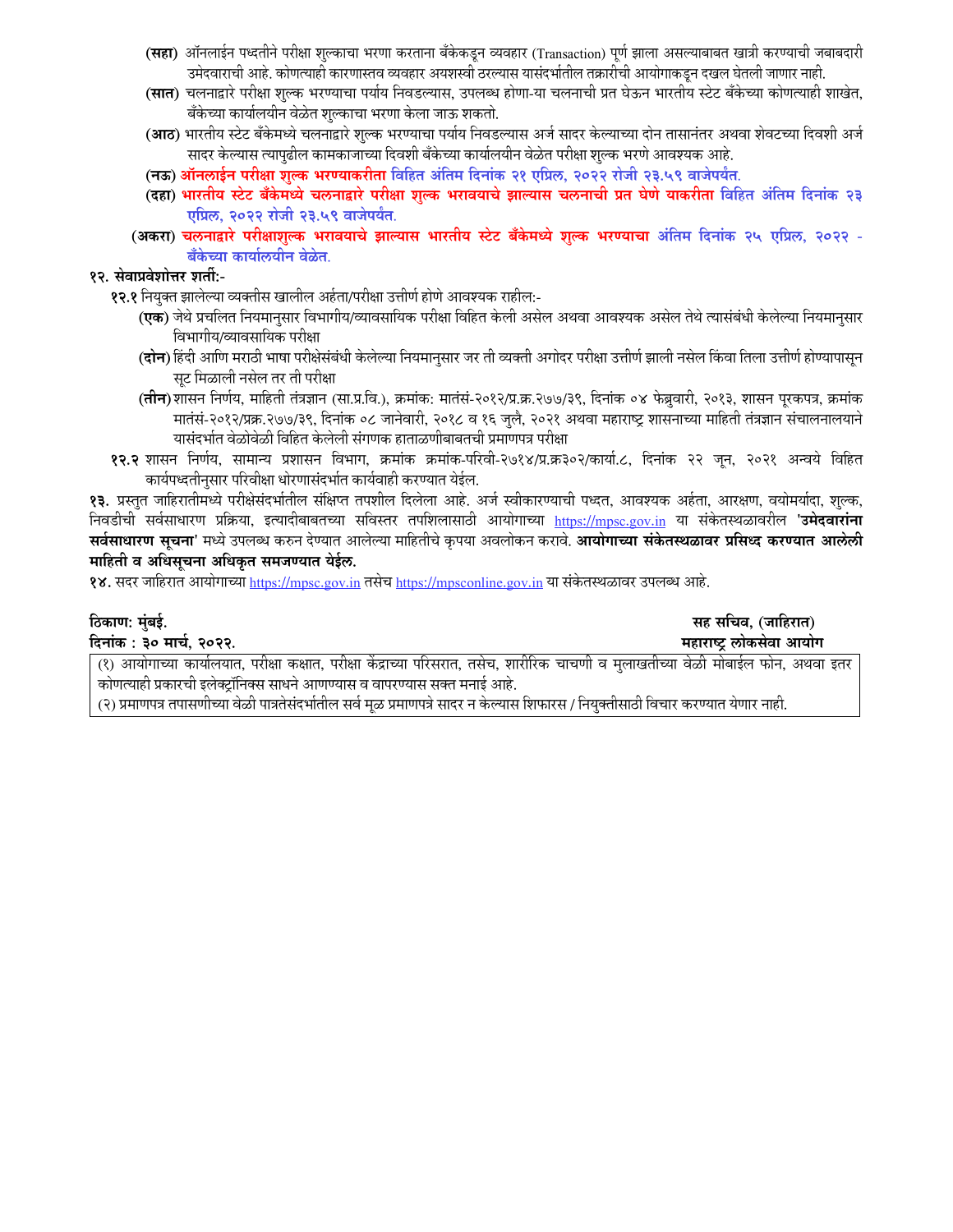**(सहा)** ऑनलाईन पध्दतीने परीक्षा शुल्काचा भरणा करताना बँकेकडून व्यवहार (Transaction) पूर्ण झाला असल्याबाबत खात्री करण्याची जबाबदारी उमेदवाराची आहे. कोणत्याही कारणास्तव व्यवहार अयशस्वी ठरल्यास यासंदर्भातील तक्रारीची आयोगाकडून दखल घेतली जाणार नाही.

**(सात)** चलनाद्वारे परीक्षा शुल्क भरण्याचा पर्याय निवडल्यास, उपलब्ध होणा-या चलनाची प्रत घेऊन भारतीय स्टेट बँकेच्या कोणत्याही शाखेत, बँकेच्या कार्यालयीन वेळेत शुल्काचा भरणा केला जाऊ शकतो.

**(आठ)** भारतीय स्टेट बँकेमध्ये चलनाद्वारे शुल्क भरण्याचा पर्याय निवडल्यास अर्ज सादर केल्याच्या दोन तासानंतर अथवा शेवटच्या दिवशी अर्ज सादर केल्यास त्यापुढील कामकाजाच्या दिवशी बँकेच्या कार्यालयीन वेळेत परीक्षा शुल्क भरणे आवश्यक आहे.

**(नऊ)** **ऑनलाईन परीक्षा शुल्क भरण्याकरीता** **विहित अंतिम दिनांक २१ एप्रिल, २०२२ रोजी २३.५९ वाजेपर्यंत.**

**(दहा)** **भारतीय स्टेट बँकेमध्ये चलनाद्वारे परीक्षा शुल्क भरावयाचे झाल्यास चलनाची प्रत घेणे याकरीता** **विहित अंतिम दिनांक २३ एप्रिल, २०२२ रोजी २३.५९ वाजेपर्यंत.**

**(अकरा)** **चलनाद्वारे परीक्षाशुल्क भरावयाचे झाल्यास भारतीय स्टेट बँकेमध्ये शुल्क भरण्याचा** **अंतिम दिनांक २५ एप्रिल, २०२२ - बँकेच्या कार्यालयीन वेळेत.**

**१२. सेवाप्रवेशोत्तर शर्ती:-**

**१२.१** नियुक्त झालेल्या व्यक्तीस खालील अर्हता/परीक्षा उत्तीर्ण होणे आवश्यक राहील:-

**(एक)** जेथे प्रचलित नियमानुसार विभागीय/व्यावसायिक परीक्षा विहित केली असेल अथवा आवश्यक असेल तेथे त्यासंबंधी केलेल्या नियमानुसार विभागीय/व्यावसायिक परीक्षा

**(दोन)** हिंदी आणि मराठी भाषा परीक्षेसंबंधी केलेल्या नियमानुसार जर ती व्यक्ती अगोदर परीक्षा उत्तीर्ण झाली नसेल किंवा तिला उत्तीर्ण होण्यापासून सूट मिळाली नसेल तर ती परीक्षा

**(तीन)** शासन निर्णय, माहिती तंत्रज्ञान (सा.प्र.वि.), क्रमांक: मातंसं-२०१२/प्र.क्र.२७७/३९, दिनांक ०४ फेब्रुवारी, २०१३, शासन पूरकपत्र, क्रमांक मातंसं-२०१२/प्रक्र.२७७/३९, दिनांक ०८ जानेवारी, २०१८ व १६ जुलै, २०२१ अथवा महाराष्ट्र शासनाच्या माहिती तंत्रज्ञान संचालनालयाने यासंदर्भात वेळोवेळी विहित केलेली संगणक हाताळणीबाबतची प्रमाणपत्र परीक्षा

**१२.२** शासन निर्णय, सामान्य प्रशासन विभाग, क्रमांक क्रमांक-परिवी-२७१४/प्र.क्र३०२/कार्या.८, दिनांक २२ जून, २०२१ अन्वये विहित कार्यपध्दतीनुसार परिवीक्षा धोरणासंदर्भात कार्यवाही करण्यात येईल.

**१३.** प्रस्तुत जाहिरातीमध्ये परीक्षेसंदर्भातील संक्षिप्त तपशील दिलेला आहे. अर्ज स्वीकारण्याची पध्दत, आवश्यक अर्हता, आरक्षण, वयोमर्यादा, शुल्क, निवडीची सर्वसाधारण प्रक्रिया, इत्यादीबाबतच्या सविस्तर तपशिलासाठी आयोगाच्या https://mpsc.gov.in या संकेतस्थळावरील '**उमेदवारांना सर्वसाधारण सूचना**' मध्ये उपलब्ध करुन देण्यात आलेल्या माहितीचे कृपया अवलोकन करावे. **आयोगाच्या संकेतस्थळावर प्रसिध्द करण्यात आलेली माहिती व अधिसूचना अधिकृत समजण्यात येईल.**

**१४.** सदर जाहिरात आयोगाच्या https://mpsc.gov.in तसेच https://mpsconline.gov.in या संकेतस्थळावर उपलब्ध आहे.

**ठिकाण: मुंबई.**
**दिनांक : ३० मार्च, २०२२.**

**सह सचिव, (जाहिरात)**
**महाराष्ट्र लोकसेवा आयोग**

(१) आयोगाच्या कार्यालयात, परीक्षा कक्षात, परीक्षा केंद्राच्या परिसरात, तसेच, शारीरिक चाचणी व मुलाखतीच्या वेळी मोबाईल फोन, अथवा इतर कोणत्याही प्रकारची इलेक्ट्रॉनिक्स साधने आणण्यास व वापरण्यास सक्त मनाई आहे.

(२) प्रमाणपत्र तपासणीच्या वेळी पात्रतेसंदर्भातील सर्व मूळ प्रमाणपत्रे सादर न केल्यास शिफारस / नियुक्तीसाठी विचार करण्यात येणार नाही.